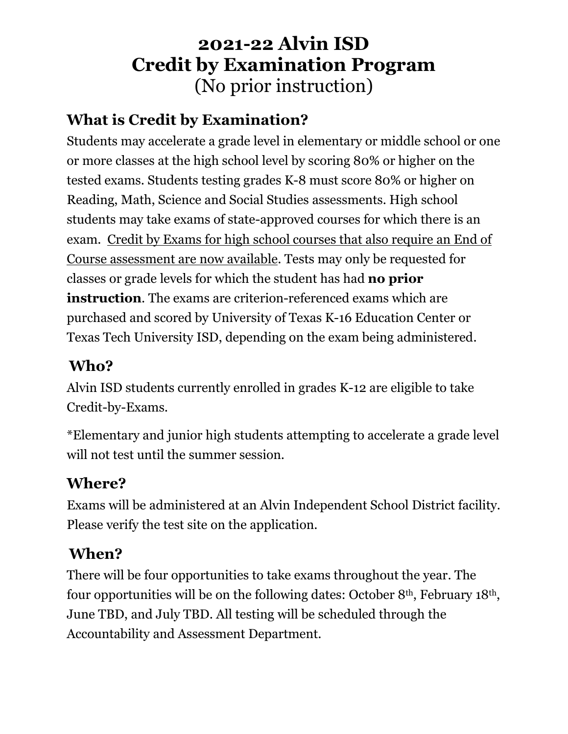# 2021-22 Alvin ISD Credit by Examination Program (No prior instruction)

## What is Credit by Examination?

Students may accelerate a grade level in elementary or middle school or one or more classes at the high school level by scoring 80% or higher on the tested exams. Students testing grades K-8 must score 80% or higher on Reading, Math, Science and Social Studies assessments. High school students may take exams of state-approved courses for which there is an exam. <u>Credit by Exams for high school courses that also require an End of Course assessment are now available</u>. Tests may only be requested for classes or grade levels for which the student has had **no prior instruction**. The exams are criterion-referenced exams which are purchased and scored by University of Texas K-16 Education Center or Texas Tech University ISD, depending on the exam being administered.

## Who?

Alvin ISD students currently enrolled in grades K-12 are eligible to take Credit-by-Exams.

*Elementary and junior high students attempting to accelerate a grade level will not test until the summer session.

## Where?

Exams will be administered at an Alvin Independent School District facility. Please verify the test site on the application.

## When?

There will be four opportunities to take exams throughout the year. The four opportunities will be on the following dates: October 8th, February 18th, June TBD, and July TBD. All testing will be scheduled through the Accountability and Assessment Department.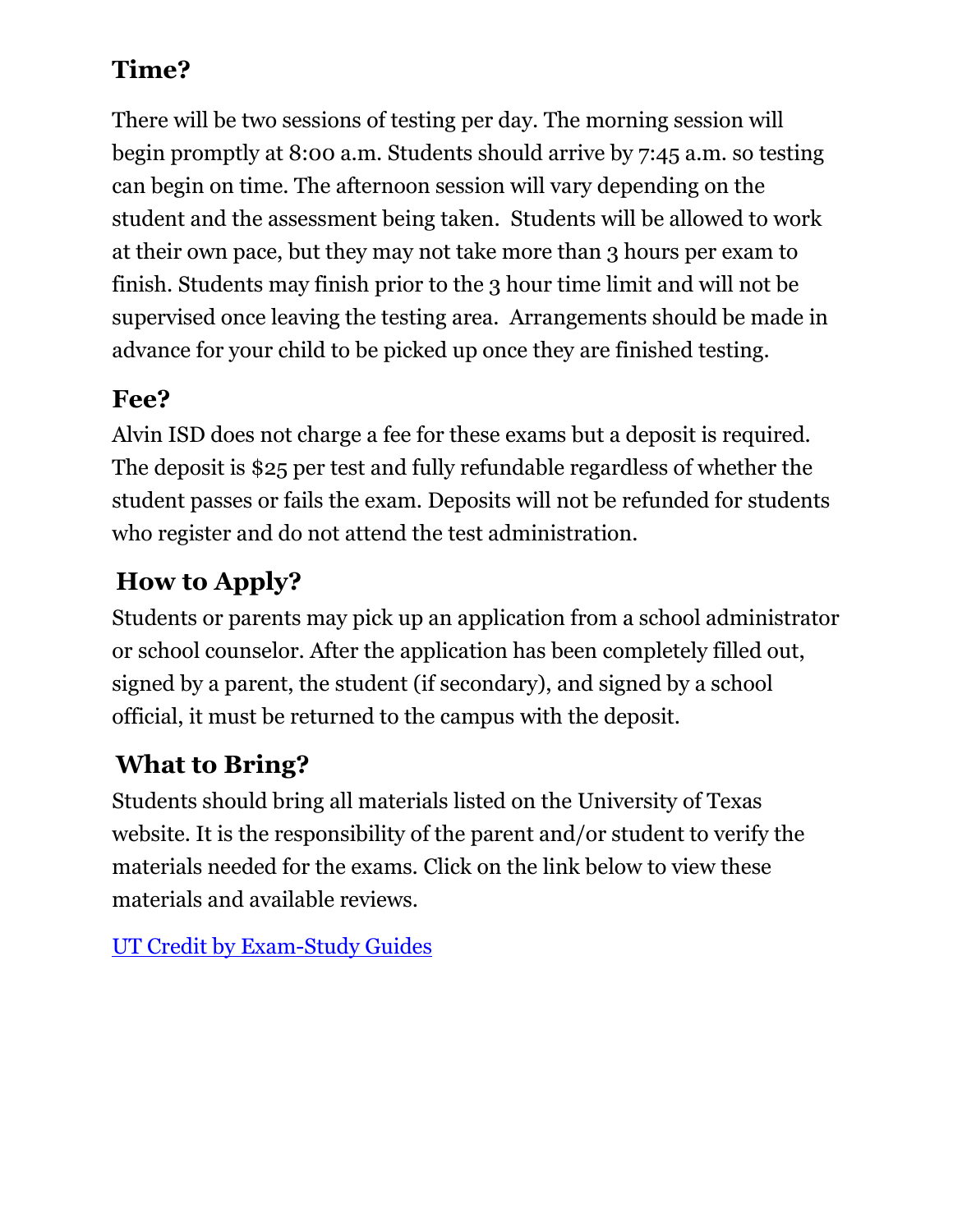## Time?

There will be two sessions of testing per day. The morning session will begin promptly at 8:00 a.m. Students should arrive by 7:45 a.m. so testing can begin on time. The afternoon session will vary depending on the student and the assessment being taken. Students will be allowed to work at their own pace, but they may not take more than 3 hours per exam to finish. Students may finish prior to the 3 hour time limit and will not be supervised once leaving the testing area. Arrangements should be made in advance for your child to be picked up once they are finished testing.

## Fee?

Alvin ISD does not charge a fee for these exams but a deposit is required. The deposit is $25 per test and fully refundable regardless of whether the student passes or fails the exam. Deposits will not be refunded for students who register and do not attend the test administration.

## How to Apply?

Students or parents may pick up an application from a school administrator or school counselor. After the application has been completely filled out, signed by a parent, the student (if secondary), and signed by a school official, it must be returned to the campus with the deposit.

## What to Bring?

Students should bring all materials listed on the University of Texas website. It is the responsibility of the parent and/or student to verify the materials needed for the exams. Click on the link below to view these materials and available reviews.

UT Credit by Exam-Study Guides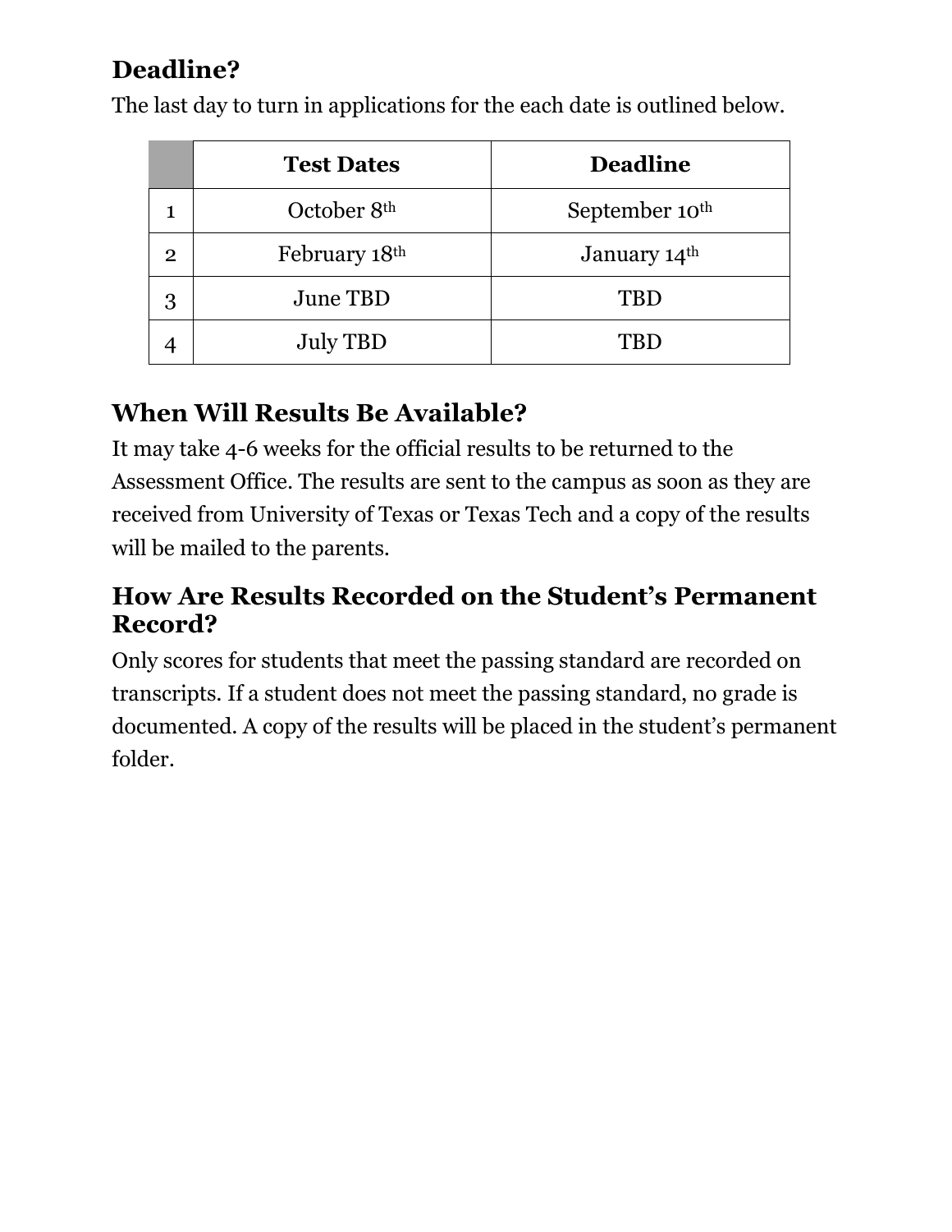## Deadline?

The last day to turn in applications for the each date is outlined below.

| | Test Dates | Deadline |
|---|---|---|
| 1 | October 8th | September 10th |
| 2 | February 18th | January 14th |
| 3 | June TBD | TBD |
| 4 | July TBD | TBD |

## When Will Results Be Available?

It may take 4-6 weeks for the official results to be returned to the Assessment Office. The results are sent to the campus as soon as they are received from University of Texas or Texas Tech and a copy of the results will be mailed to the parents.

## How Are Results Recorded on the Student's Permanent Record?

Only scores for students that meet the passing standard are recorded on transcripts. If a student does not meet the passing standard, no grade is documented. A copy of the results will be placed in the student's permanent folder.